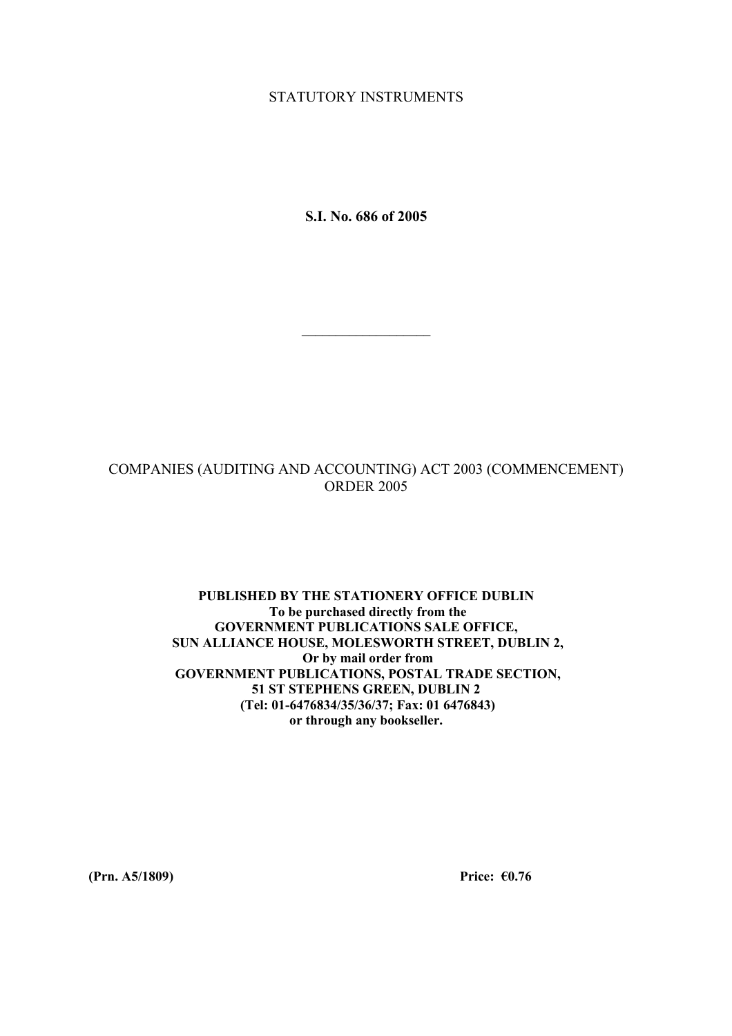STATUTORY INSTRUMENTS

**S.I. No. 686 of 2005**

---

COMPANIES (AUDITING AND ACCOUNTING) ACT 2003 (COMMENCEMENT) ORDER 2005

**PUBLISHED BY THE STATIONERY OFFICE DUBLIN**
**To be purchased directly from the**
**GOVERNMENT PUBLICATIONS SALE OFFICE,**
**SUN ALLIANCE HOUSE, MOLESWORTH STREET, DUBLIN 2,**
**Or by mail order from**
**GOVERNMENT PUBLICATIONS, POSTAL TRADE SECTION,**
**51 ST STEPHENS GREEN, DUBLIN 2**
**(Tel: 01-6476834/35/36/37; Fax: 01 6476843)**
**or through any bookseller.**

**(Prn. A5/1809)** **Price: €0.76**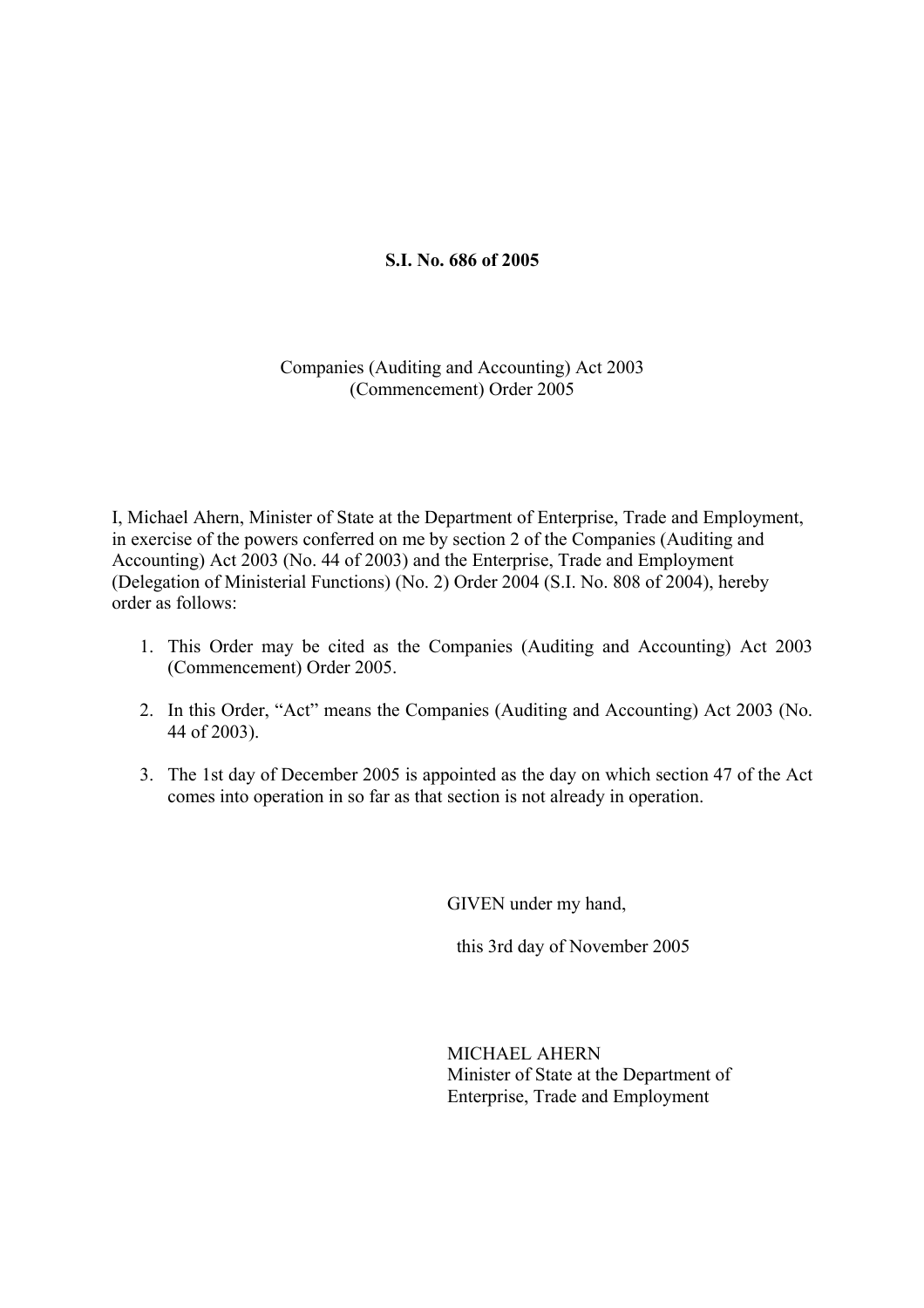**S.I. No. 686 of 2005**

Companies (Auditing and Accounting) Act 2003
(Commencement) Order 2005

I, Michael Ahern, Minister of State at the Department of Enterprise, Trade and Employment, in exercise of the powers conferred on me by section 2 of the Companies (Auditing and Accounting) Act 2003 (No. 44 of 2003) and the Enterprise, Trade and Employment (Delegation of Ministerial Functions) (No. 2) Order 2004 (S.I. No. 808 of 2004), hereby order as follows:

1. This Order may be cited as the Companies (Auditing and Accounting) Act 2003 (Commencement) Order 2005.

2. In this Order, "Act" means the Companies (Auditing and Accounting) Act 2003 (No. 44 of 2003).

3. The 1st day of December 2005 is appointed as the day on which section 47 of the Act comes into operation in so far as that section is not already in operation.

GIVEN under my hand,

this 3rd day of November 2005

MICHAEL AHERN
Minister of State at the Department of
Enterprise, Trade and Employment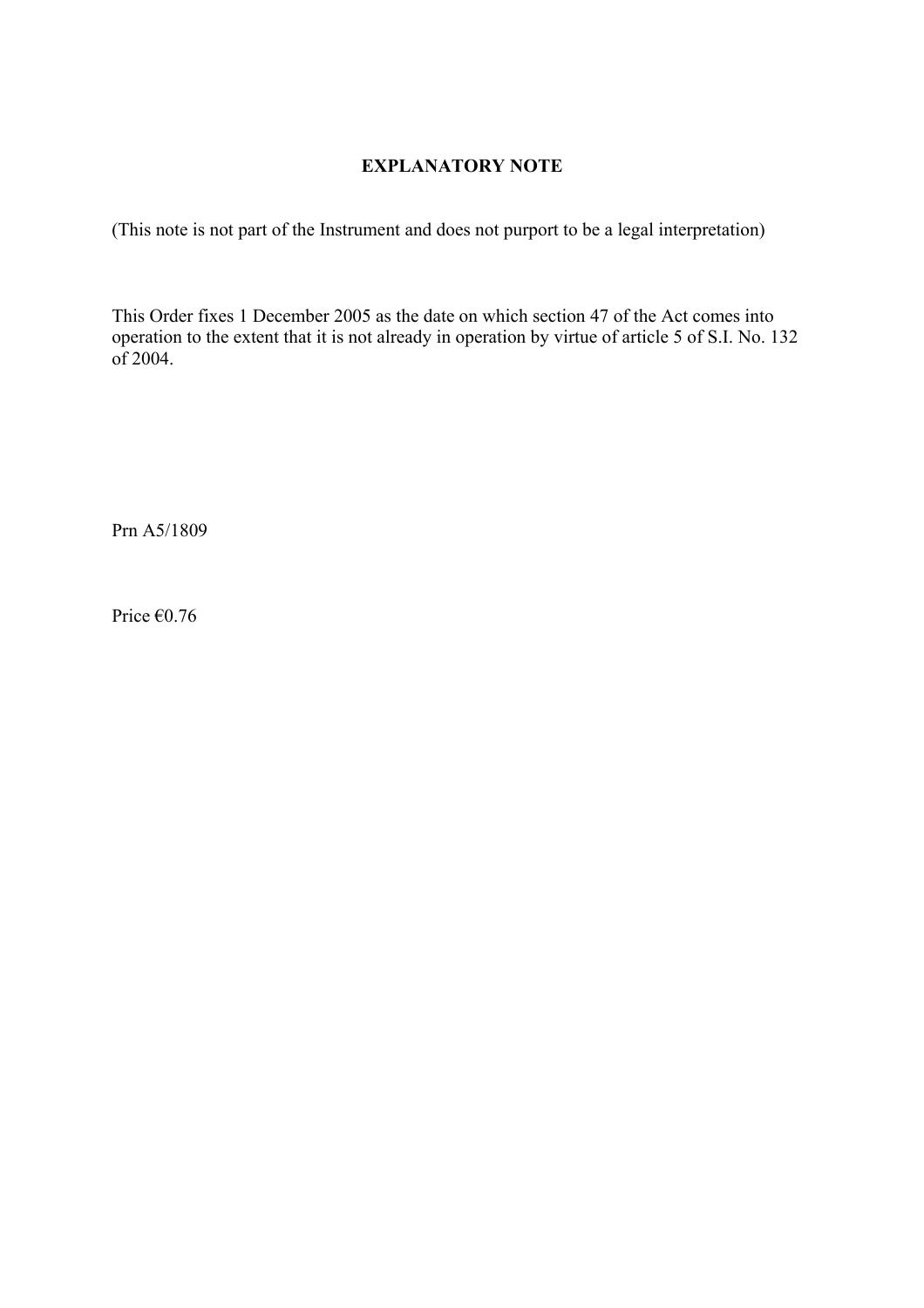## EXPLANATORY NOTE

(This note is not part of the Instrument and does not purport to be a legal interpretation)

This Order fixes 1 December 2005 as the date on which section 47 of the Act comes into operation to the extent that it is not already in operation by virtue of article 5 of S.I. No. 132 of 2004.

Prn A5/1809

Price €0.76